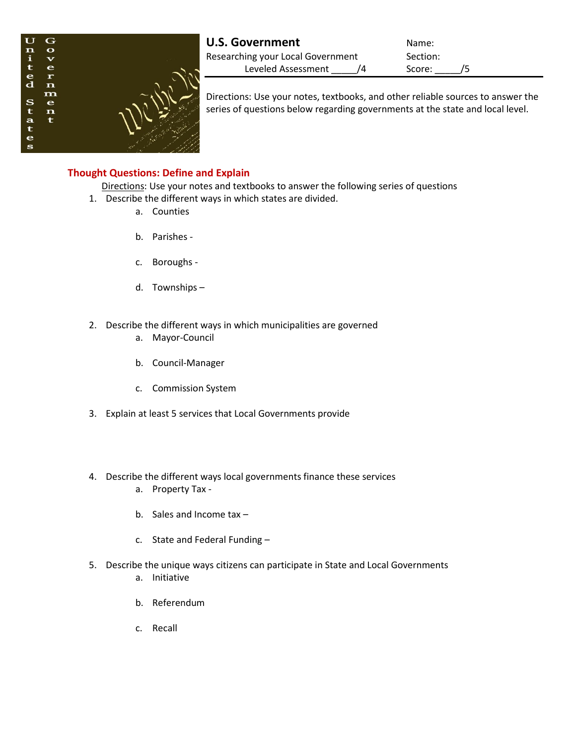# U.S. Government

Researching your Local Government
Leveled Assessment _____/4

Name:
Section:
Score: _____/5

Directions: Use your notes, textbooks, and other reliable sources to answer the series of questions below regarding governments at the state and local level.

## Thought Questions: Define and Explain

Directions: Use your notes and textbooks to answer the following series of questions

1. Describe the different ways in which states are divided.
   a. Counties
   b. Parishes -
   c. Boroughs -
   d. Townships –
2. Describe the different ways in which municipalities are governed
   a. Mayor-Council
   b. Council-Manager
   c. Commission System
3. Explain at least 5 services that Local Governments provide
4. Describe the different ways local governments finance these services
   a. Property Tax -
   b. Sales and Income tax –
   c. State and Federal Funding –
5. Describe the unique ways citizens can participate in State and Local Governments
   a. Initiative
   b. Referendum
   c. Recall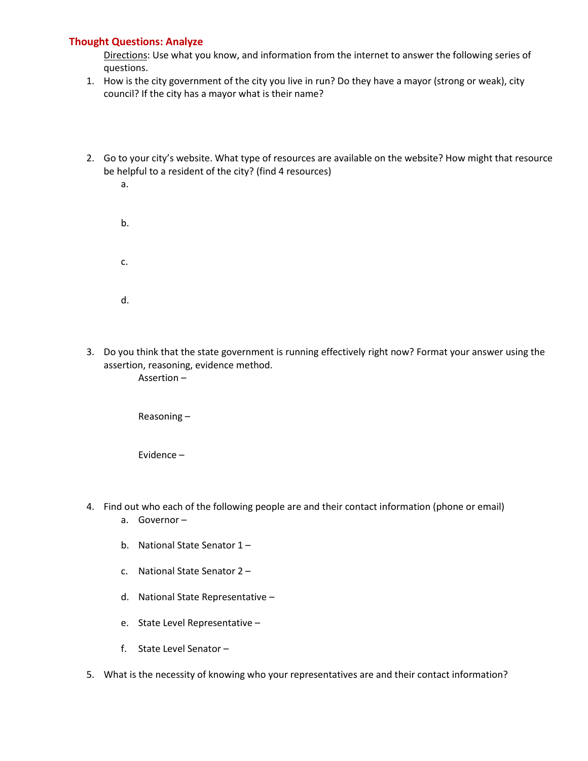## Thought Questions: Analyze

Directions: Use what you know, and information from the internet to answer the following series of questions.

1. How is the city government of the city you live in run? Do they have a mayor (strong or weak), city council? If the city has a mayor what is their name?

2. Go to your city's website. What type of resources are available on the website? How might that resource be helpful to a resident of the city? (find 4 resources)
   a.
   
   b.
   
   c.
   
   d.

3. Do you think that the state government is running effectively right now? Format your answer using the assertion, reasoning, evidence method.

   Assertion –

   Reasoning –

   Evidence –

4. Find out who each of the following people are and their contact information (phone or email)
   a. Governor –
   b. National State Senator 1 –
   c. National State Senator 2 –
   d. National State Representative –
   e. State Level Representative –
   f. State Level Senator –

5. What is the necessity of knowing who your representatives are and their contact information?